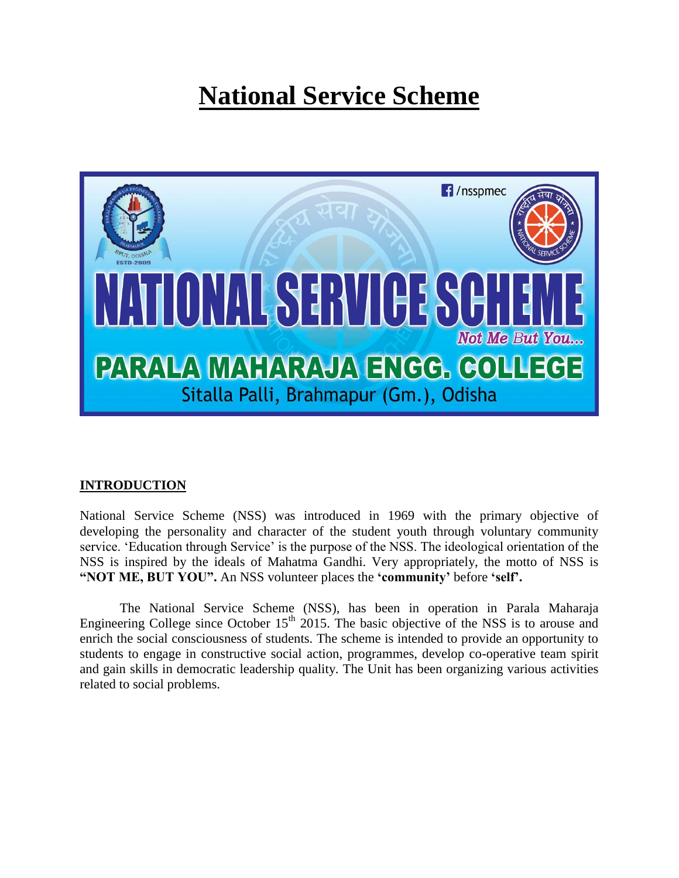# National Service Scheme

## INTRODUCTION

National Service Scheme (NSS) was introduced in 1969 with the primary objective of developing the personality and character of the student youth through voluntary community service. 'Education through Service' is the purpose of the NSS. The ideological orientation of the NSS is inspired by the ideals of Mahatma Gandhi. Very appropriately, the motto of NSS is **"NOT ME, BUT YOU".** An NSS volunteer places the **'community'** before **'self'.**

The National Service Scheme (NSS), has been in operation in Parala Maharaja Engineering College since October 15th 2015. The basic objective of the NSS is to arouse and enrich the social consciousness of students. The scheme is intended to provide an opportunity to students to engage in constructive social action, programmes, develop co-operative team spirit and gain skills in democratic leadership quality. The Unit has been organizing various activities related to social problems.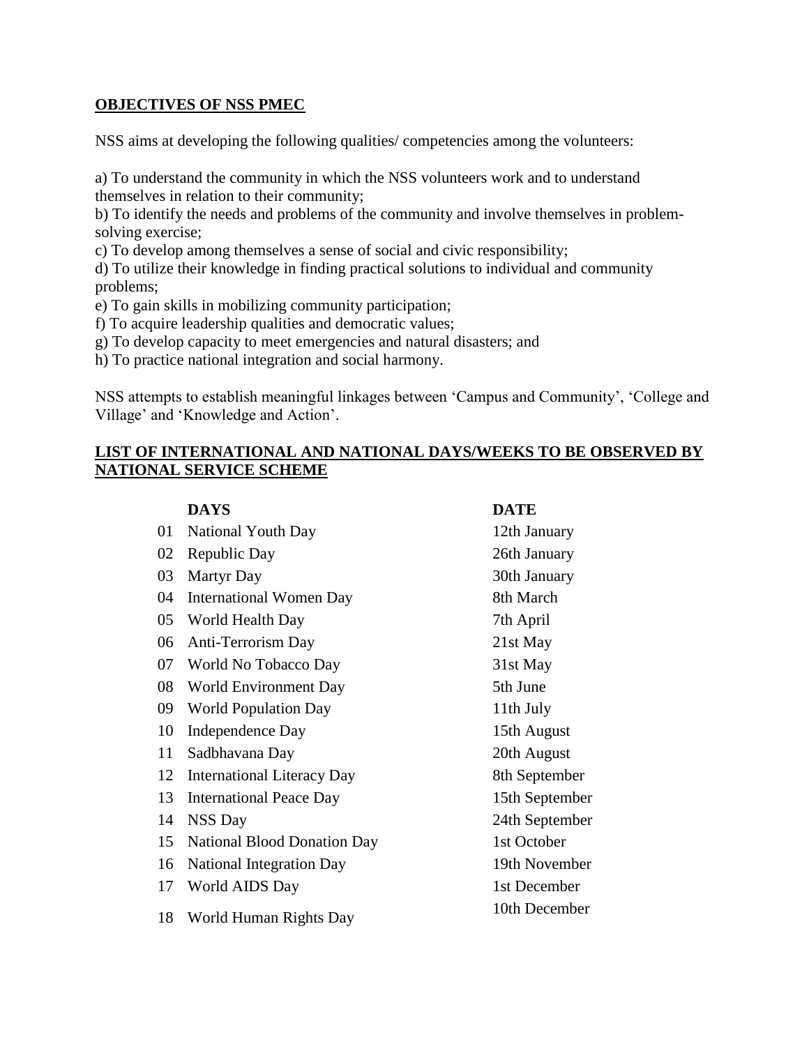## OBJECTIVES OF NSS PMEC

NSS aims at developing the following qualities/ competencies among the volunteers:

a) To understand the community in which the NSS volunteers work and to understand themselves in relation to their community;
b) To identify the needs and problems of the community and involve themselves in problem-solving exercise;
c) To develop among themselves a sense of social and civic responsibility;
d) To utilize their knowledge in finding practical solutions to individual and community problems;
e) To gain skills in mobilizing community participation;
f) To acquire leadership qualities and democratic values;
g) To develop capacity to meet emergencies and natural disasters; and
h) To practice national integration and social harmony.

NSS attempts to establish meaningful linkages between 'Campus and Community', 'College and Village' and 'Knowledge and Action'.

## LIST OF INTERNATIONAL AND NATIONAL DAYS/WEEKS TO BE OBSERVED BY NATIONAL SERVICE SCHEME

| | DAYS | DATE |
|---|---|---|
| 01 | National Youth Day | 12th January |
| 02 | Republic Day | 26th January |
| 03 | Martyr Day | 30th January |
| 04 | International Women Day | 8th March |
| 05 | World Health Day | 7th April |
| 06 | Anti-Terrorism Day | 21st May |
| 07 | World No Tobacco Day | 31st May |
| 08 | World Environment Day | 5th June |
| 09 | World Population Day | 11th July |
| 10 | Independence Day | 15th August |
| 11 | Sadbhavana Day | 20th August |
| 12 | International Literacy Day | 8th September |
| 13 | International Peace Day | 15th September |
| 14 | NSS Day | 24th September |
| 15 | National Blood Donation Day | 1st October |
| 16 | National Integration Day | 19th November |
| 17 | World AIDS Day | 1st December |
| 18 | World Human Rights Day | 10th December |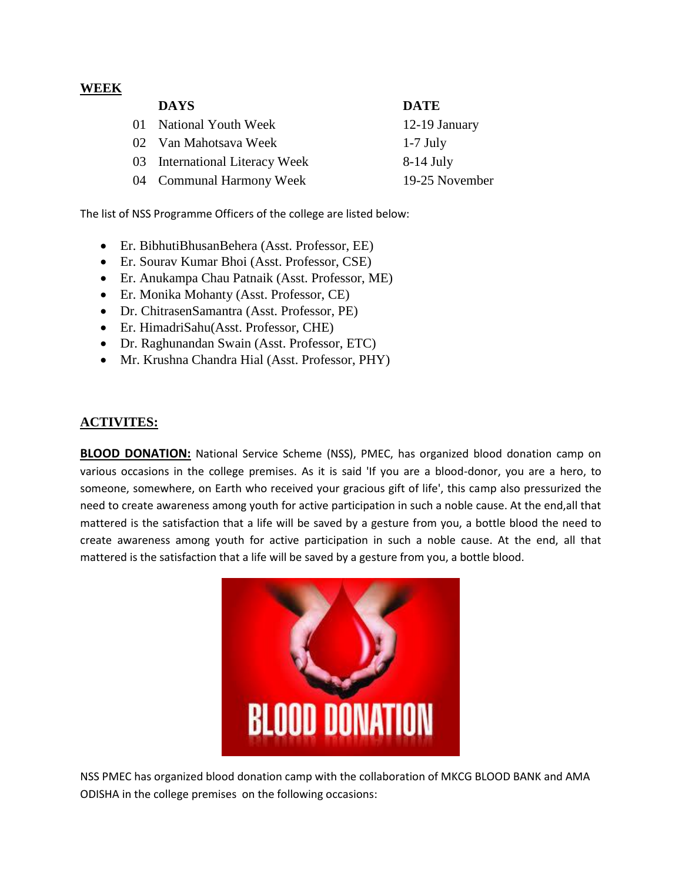**WEEK**

| | DAYS | DATE |
|---|---|---|
| 01 | National Youth Week | 12-19 January |
| 02 | Van Mahotsava Week | 1-7 July |
| 03 | International Literacy Week | 8-14 July |
| 04 | Communal Harmony Week | 19-25 November |

The list of NSS Programme Officers of the college are listed below:

- Er. BibhutiBhusanBehera (Asst. Professor, EE)
- Er. Sourav Kumar Bhoi (Asst. Professor, CSE)
- Er. Anukampa Chau Patnaik (Asst. Professor, ME)
- Er. Monika Mohanty (Asst. Professor, CE)
- Dr. ChitrasenSamantra (Asst. Professor, PE)
- Er. HimadriSahu(Asst. Professor, CHE)
- Dr. Raghunandan Swain (Asst. Professor, ETC)
- Mr. Krushna Chandra Hial (Asst. Professor, PHY)

## ACTIVITES:

**BLOOD DONATION:** National Service Scheme (NSS), PMEC, has organized blood donation camp on various occasions in the college premises. As it is said 'If you are a blood-donor, you are a hero, to someone, somewhere, on Earth who received your gracious gift of life', this camp also pressurized the need to create awareness among youth for active participation in such a noble cause. At the end,all that mattered is the satisfaction that a life will be saved by a gesture from you, a bottle blood the need to create awareness among youth for active participation in such a noble cause. At the end, all that mattered is the satisfaction that a life will be saved by a gesture from you, a bottle blood.

NSS PMEC has organized blood donation camp with the collaboration of MKCG BLOOD BANK and AMA ODISHA in the college premises on the following occasions: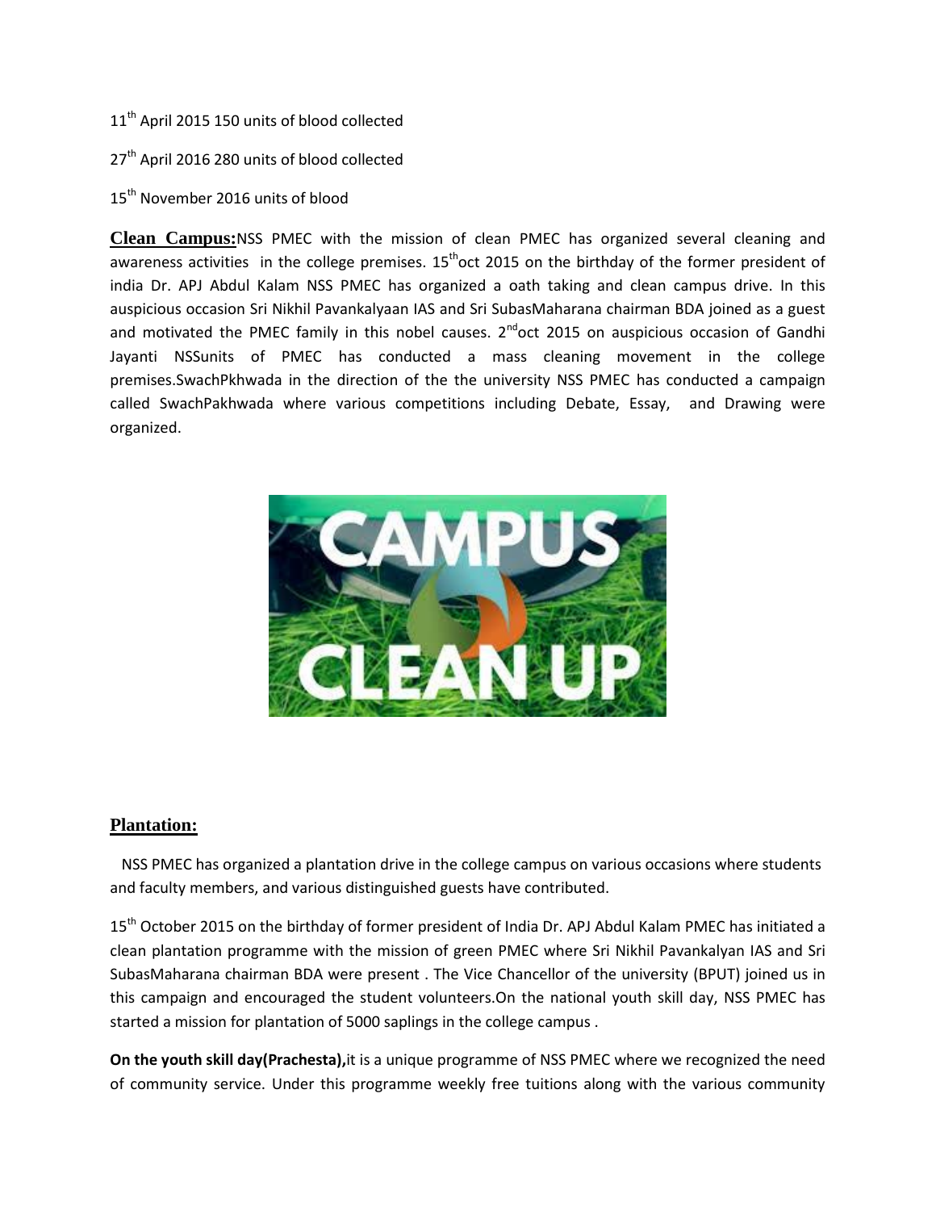11th April 2015 150 units of blood collected

27th April 2016 280 units of blood collected

15th November 2016 units of blood

**Clean Campus:** NSS PMEC with the mission of clean PMEC has organized several cleaning and awareness activities in the college premises. 15th oct 2015 on the birthday of the former president of india Dr. APJ Abdul Kalam NSS PMEC has organized a oath taking and clean campus drive. In this auspicious occasion Sri Nikhil Pavankalyaan IAS and Sri SubasMaharana chairman BDA joined as a guest and motivated the PMEC family in this nobel causes. 2nd oct 2015 on auspicious occasion of Gandhi Jayanti NSSunits of PMEC has conducted a mass cleaning movement in the college premises.SwachPkhwada in the direction of the the university NSS PMEC has conducted a campaign called SwachPakhwada where various competitions including Debate, Essay, and Drawing were organized.

## Plantation:

NSS PMEC has organized a plantation drive in the college campus on various occasions where students and faculty members, and various distinguished guests have contributed.

15th October 2015 on the birthday of former president of India Dr. APJ Abdul Kalam PMEC has initiated a clean plantation programme with the mission of green PMEC where Sri Nikhil Pavankalyan IAS and Sri SubasMaharana chairman BDA were present . The Vice Chancellor of the university (BPUT) joined us in this campaign and encouraged the student volunteers.On the national youth skill day, NSS PMEC has started a mission for plantation of 5000 saplings in the college campus .

**On the youth skill day(Prachesta),** it is a unique programme of NSS PMEC where we recognized the need of community service. Under this programme weekly free tuitions along with the various community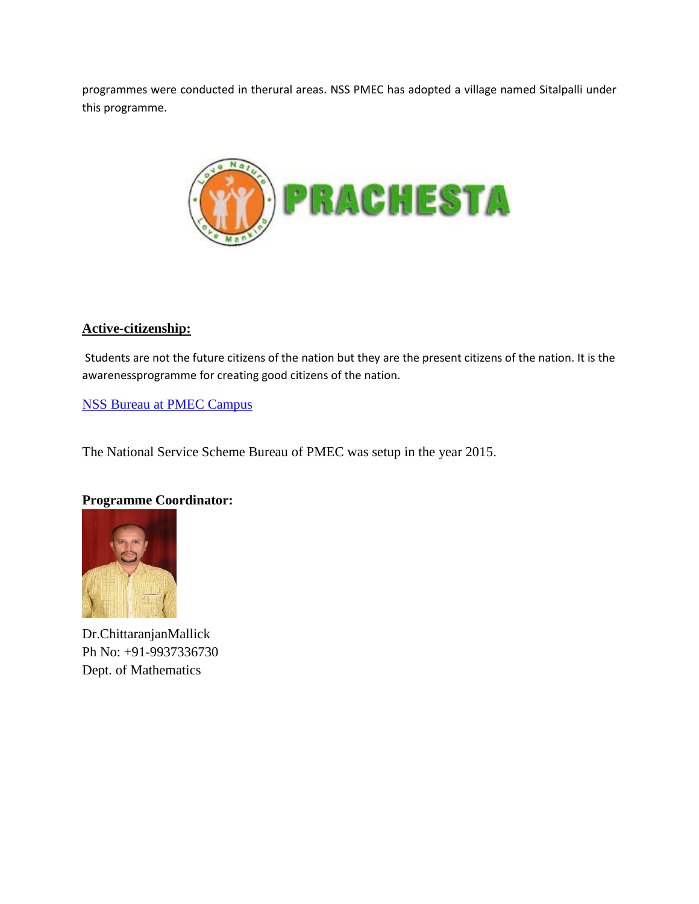programmes were conducted in therural areas. NSS PMEC has adopted a village named Sitalpalli under this programme.

## Active-citizenship:

Students are not the future citizens of the nation but they are the present citizens of the nation. It is the awarenessprogramme for creating good citizens of the nation.

NSS Bureau at PMEC Campus

The National Service Scheme Bureau of PMEC was setup in the year 2015.

**Programme Coordinator:**

Dr.ChittaranjanMallick
Ph No: +91-9937336730
Dept. of Mathematics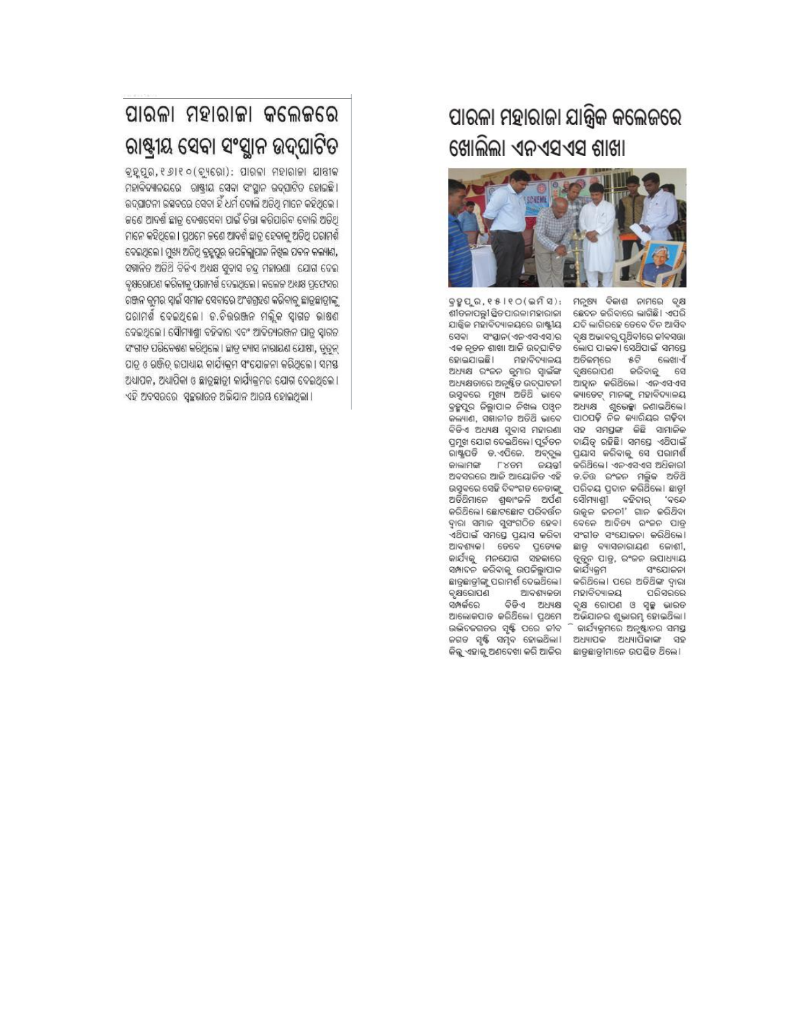# ପାରଳା ମହାରାଜା କଲେଜରେ ରାଷ୍ଟ୍ରୀୟ ସେବା ସଂସ୍ଥାନ ଉଦ୍‌ଘାଟିତ

ବ୍ରହ୍ମପୁର,୧୬।୧୦(ବ୍ୟୁରୋ): ପାରଳା ମହାରାଜା ଯାନ୍ତ୍ରିକ ମହାବିଦ୍ୟାଳୟରେ ରାଷ୍ଟ୍ରୀୟ ସେବା ସଂସ୍ଥାନ ଉଦ୍‌ଘାଟିତ ହୋଇଛି। ଉଦ୍‌ଘାଟନୀ ଉତ୍ସବରେ ସେବା ହିଁ ଧର୍ମ ବୋଲି ଅତିଥି ମାନେ କହିଥିଲେ। ଜଣେ ଆଦର୍ଶ ଛାତ୍ର ଦେଶସେବା ପାଇଁ ଚିନ୍ତା କରିପାରିବ ବୋଲି ଅତିଥି ମାନେ କହିଥିଲେ। ପ୍ରଥମେ ଜଣେ ଆଦର୍ଶ ଛାତ୍ର ହେବାକୁ ଅତିଥି ପରାମର୍ଶ ଦେଇଥିଲେ। ମୁଖ୍ୟ ଅତିଥି ବ୍ରହ୍ମପୁର ଉପଜିଲ୍ଲାପାଳ ନିଖିଳ ପବନ କଲ୍ୟାଣ, ସମ୍ମାନିତ ଅତିଥି ବିଡିଏ ଅଧ୍ୟକ୍ଷ ସୁବାସ ଚନ୍ଦ୍ର ମହାରଣା ଯୋଗ ଦେଇ ବୃକ୍ଷରୋପଣ କରିବାକୁ ପରାମର୍ଶ ଦେଇଥିଲେ। କଲେଜ ଅଧ୍ୟକ୍ଷ ପ୍ରଫେସର ରଞ୍ଜନ କୁମାର ସ୍ୱାଇଁ ସମାଜ ସେବାରେ ଅଂଶଗ୍ରହଣ କରିବାକୁ ଛାତ୍ରଛାତ୍ରୀଙ୍କୁ ପରାମର୍ଶ ଦେଇଥିଲେ। ଡ.ଚିତ୍ତରଞ୍ଜନ ମଲ୍ଲିକ ସ୍ୱାଗତ ଭାଷଣ ଦେଇଥିଲେ। ସୌମ୍ୟାଶ୍ରୀ ବହିଦାର ଏବଂ ଆଦିତ୍ୟରଞ୍ଜନ ପାତ୍ର ସ୍ୱାଗତ ସଂଗୀତ ପରିବେଷଣ କରିଥିଲେ। ଛାତ୍ର ବ୍ୟାସ ନାରାୟଣ ଯୋଷୀ, ତୃପ୍ତନ୍ ପାତ୍ର ଓ ରଞ୍ଜିତ୍ ଉପାଧ୍ୟାୟ କାର୍ଯ୍ୟକ୍ରମ ସଂଯୋଜନା କରିଥିଲେ। ସମସ୍ତ ଅଧ୍ୟାପକ, ଅଧ୍ୟାପିକା ଓ ଛାତ୍ରଛାତ୍ରୀ କାର୍ଯ୍ୟକ୍ରମରେ ଯୋଗ ଦେଇଥିଲେ। ଏହି ଅବସରରେ ସ୍ୱଚ୍ଛଭାରତ ଅଭିଯାନ ଆରମ୍ଭ ହୋଇଥିଲା।

# ପାରଳା ମହାରାଜା ଯାନ୍ତ୍ରିକ କଲେଜରେ ଖୋଲିଲା ଏନଏସଏସ ଶାଖା

ବ୍ରହ୍ମପୁର,୧୫।୧୦(ଇମିସ): ଗୋପାଳପୁର୍ ସ୍ଥିତ ପାରଳା ମହାରାଜା ଯାନ୍ତ୍ରିକ ମହାବିଦ୍ୟାଳୟରେ ରାଷ୍ଟ୍ରୀୟ ସେବା ସଂସ୍ଥାନ(ଏନଏସଏସ)ର ଏକ ନୂତନ ଶାଖା ଆଜି ଉଦ୍‌ଘାଟିତ ହୋଇଯାଇଛି। ମହାବିଦ୍ୟାଳୟ ଅଧ୍ୟକ୍ଷ ରଂଜନ କୁମାର ସ୍ୱାଇଁଙ୍କ ଅଧ୍ୟକ୍ଷତାରେ ଅନୁଷ୍ଠିତ ଉଦ୍‌ଘାଟନୀ ଉତ୍ସବରେ ମୁଖ୍ୟ ଅତିଥି ଭାବେ ବ୍ରହ୍ମପୁର ଜିଲ୍ଲାପାଳ ନିଖିଲ ପବନ କଲ୍ୟାଣ, ସମ୍ମାନିତ ଅତିଥି ଭାବେ ବିଡିଏ ଅଧ୍ୟକ୍ଷ ସୁବାସ ମହାରଣା ପ୍ରମୁଖ ଯୋଗ ଦେଇଥିଲେ। ପୂର୍ବତନ ରାଷ୍ଟ୍ରପତି ଡ.ଏପିଜେ. ଅବ୍ଦୁଲ କାଲାମଙ୍କ ୮୪ତମ ଜୟନ୍ତୀ ଅବସରରେ ଆଜି ଆୟୋଜିତ ଏହି ଉତ୍ସବରେ ସେହି ଦିବଂଗତ ନେତାଙ୍କୁ ଅତିଥିମାନେ ଶ୍ରଦ୍ଧାଂଜଳି ଅର୍ପଣ କରିଥିଲେ। ଛୋଟଛୋଟ ପରିବର୍ତ୍ତନ ଦ୍ୱାରା ସମାଜ ସୁସଂଗଠିତ ହେବା ଏଥିପାଇଁ ସମସ୍ତେ ପ୍ରୟାସ କରିବା ଆବଶ୍ୟକ। ତେବେ ପ୍ରତ୍ୟେକ କାର୍ଯ୍ୟକୁ ମନଯୋଗ ସହକାରେ ସମ୍ପାଦନ କରିବାକୁ ଉପଜିଲ୍ଲାପାଳ ଛାତ୍ରଛାତ୍ରୀଙ୍କୁ ପରାମର୍ଶ ଦେଇଥିଲେ। ବୃକ୍ଷରୋପଣ ଆବଶ୍ୟକତା ସମ୍ପର୍କରେ ବିଡିଏ ଅଧ୍ୟକ୍ଷ ଆଲୋକପାତ କରିଥିଲେ। ପ୍ରଥମେ ଉଦ୍ଭିଦଜଗତର ସୃଷ୍ଟି ପରେ ଜୀବ ଜଗତ ସୃଷ୍ଟି ସମ୍ଭବ ହୋଇଥିଲା। କିନ୍ତୁ ଏହାକୁ ଅଣଦେଖା କରି ଆଜିର ମନୁଷ୍ୟ ବିକାଶ ନାମରେ ବୃକ୍ଷ ଛେଦନ କରିବାରେ ଲାଗିଛି। ଏହିରି ଯଦି ଲାଗିରହେ ତେବେ ଦିନ ଆସିବ ବୃକ୍ଷ ଅଭାବରୁ ପୃଥିବୀରେ ଜୀବସତ୍ତା ଲୋପ ପାଇବ। ସେଥିପାଇଁ ସମସ୍ତେ ଅତିକମ୍‌ରେ ୫ଟି ଲେଖାଏଁ ବୃକ୍ଷରୋପଣ କରିବାକୁ ସେ ଆହ୍ୱାନ କରିଥିଲେ। ଏନଏସଏସ କ୍ୟାଡେଟ୍ ମାନଙ୍କୁ ମହାବିଦ୍ୟାଳୟ ଅଧ୍ୟକ୍ଷ ଶୁଭେଚ୍ଛା ଜଣାଇଥିଲେ। ପାଠପଢ଼ି ନିଜ କ୍ୟାରିୟର ଗଢ଼ିବା ସହ ସମସ୍ତଙ୍କ କିଛି ସାମାଜିକ ଦାୟିତ୍ୱ ରହିଛି। ସମସ୍ତେ ଏଥିପାଇଁ ପ୍ରୟାସ କରିବାକୁ ସେ ପରାମର୍ଶ କରିଥିଲେ। ଏନଏସଏସ ଅଧିକାରୀ ଡ.ଚିତ୍ତ ରଂଜନ ମଲ୍ଲିକ ଅତିଥି ପରିଚୟ ପ୍ରଦାନ କରିଥିଲେ। ଛାତ୍ରୀ ସୌମ୍ୟାଶ୍ରୀ ବହିଦାର୍ 'ବନ୍ଦେ ଉତ୍କଳ ଜନନୀ' ଗାନ କରିଥିବା ବେଳେ ଆଦିତ୍ୟ ରଂଜନ ପାତ୍ର ସଂଗୀତ ସଂଯୋଜନା କରିଥିଲେ। ଛାତ୍ର ବ୍ୟାସନାରାୟଣ ଜୋଶୀ, ତୃପ୍ତନ ପାତ୍ର, ରଂଜନ ଉପାଧ୍ୟାୟ କାର୍ଯ୍ୟକ୍ରମ ସଂଯୋଜନା କରିଥିଲେ। ପରେ ଅତିଥିଙ୍କ ଦ୍ୱାରା ମହାବିଦ୍ୟାଳୟ ପରିସରରେ ବୃକ୍ଷ ରୋପଣ ଓ ସ୍ୱଚ୍ଛ ଭାରତ ଅଭିଯାନର ଶୁଭାରମ୍ଭ ହୋଇଥିଲା। କାର୍ଯ୍ୟକ୍ରମରେ ଅନୁଷ୍ଠାନର ସମସ୍ତ ଅଧ୍ୟାପକ ଅଧ୍ୟାପିକାଙ୍କ ସହ ଛାତ୍ରଛାତ୍ରୀମାନେ ଉପସ୍ଥିତ ଥିଲେ।